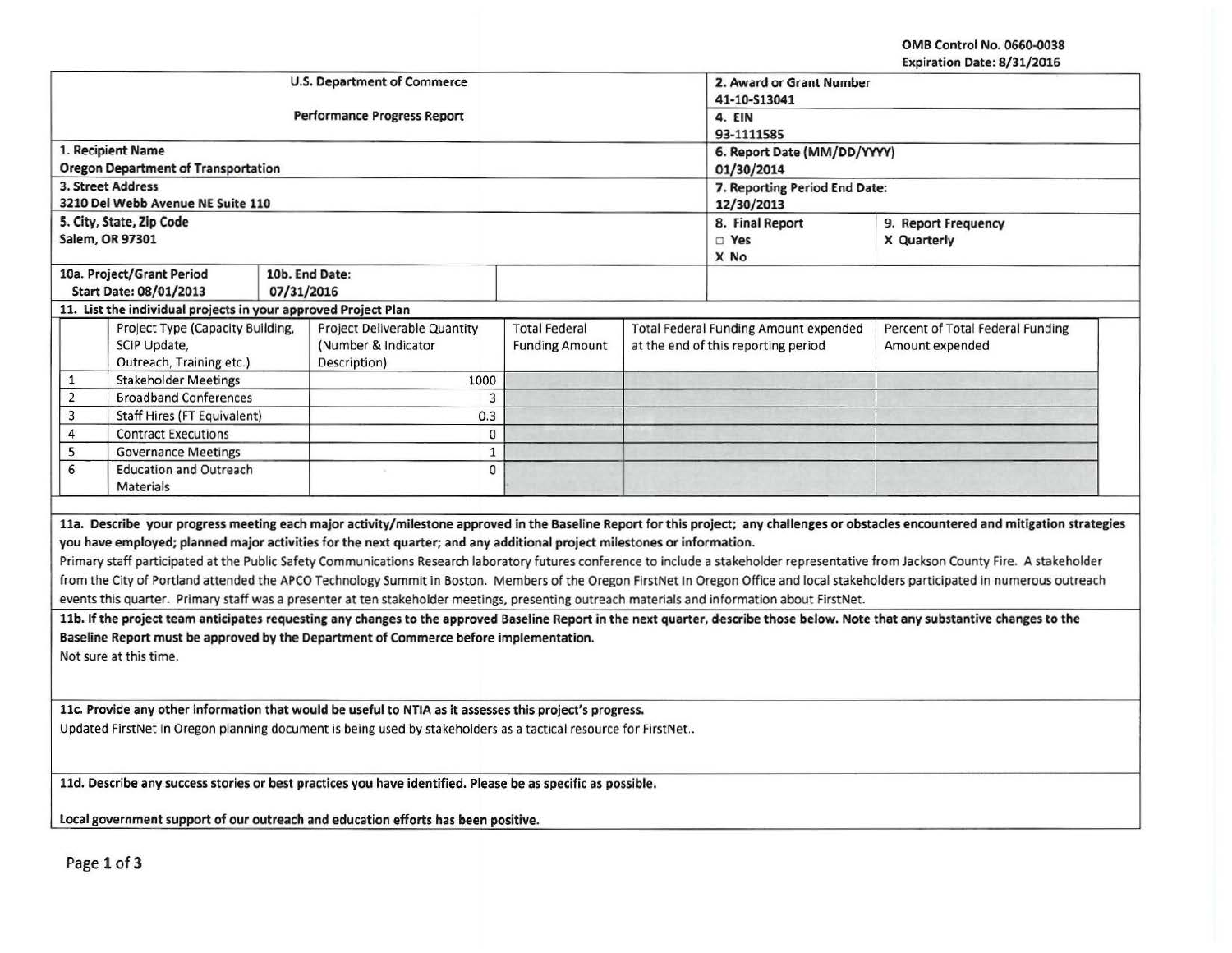OMB Control No. 0660-0038
Expiration Date: 8/31/2016

| U.S. Department of Commerce<br>Performance Progress Report | | 2. Award or Grant Number<br>41-10-S13041 | |
|---|---|---|---|
| | | 4. EIN<br>93-1111585 | |
| 1. Recipient Name<br>**Oregon Department of Transportation** | | 6. Report Date (MM/DD/YYYY)<br>01/30/2014 | |
| 3. Street Address<br>3210 Del Webb Avenue NE Suite 110 | | 7. Reporting Period End Date:<br>12/30/2013 | |
| 5. City, State, Zip Code<br>Salem, OR 97301 | | 8. Final Report<br>□ Yes<br>X No | 9. Report Frequency<br>X Quarterly |
| 10a. Project/Grant Period<br>Start Date: 08/01/2013 | 10b. End Date:<br>07/31/2016 | | |

**11. List the individual projects in your approved Project Plan**

| | Project Type (Capacity Building, SCIP Update, Outreach, Training etc.) | Project Deliverable Quantity (Number & Indicator Description) | Total Federal Funding Amount | Total Federal Funding Amount expended at the end of this reporting period | Percent of Total Federal Funding Amount expended |
|---|---|---|---|---|---|
| 1 | Stakeholder Meetings | 1000 | | | |
| 2 | Broadband Conferences | 3 | | | |
| 3 | Staff Hires (FT Equivalent) | 0.3 | | | |
| 4 | Contract Executions | 0 | | | |
| 5 | Governance Meetings | 1 | | | |
| 6 | Education and Outreach Materials | 0 | | | |

**11a. Describe your progress meeting each major activity/milestone approved in the Baseline Report for this project; any challenges or obstacles encountered and mitigation strategies you have employed; planned major activities for the next quarter; and any additional project milestones or information.**

Primary staff participated at the Public Safety Communications Research laboratory futures conference to include a stakeholder representative from Jackson County Fire. A stakeholder from the City of Portland attended the APCO Technology Summit in Boston. Members of the Oregon FirstNet In Oregon Office and local stakeholders participated in numerous outreach events this quarter. Primary staff was a presenter at ten stakeholder meetings, presenting outreach materials and information about FirstNet.

**11b. If the project team anticipates requesting any changes to the approved Baseline Report in the next quarter, describe those below. Note that any substantive changes to the Baseline Report must be approved by the Department of Commerce before implementation.**

Not sure at this time.

**11c. Provide any other information that would be useful to NTIA as it assesses this project's progress.**

Updated FirstNet In Oregon planning document is being used by stakeholders as a tactical resource for FirstNet..

**11d. Describe any success stories or best practices you have identified. Please be as specific as possible.**

**Local government support of our outreach and education efforts has been positive.**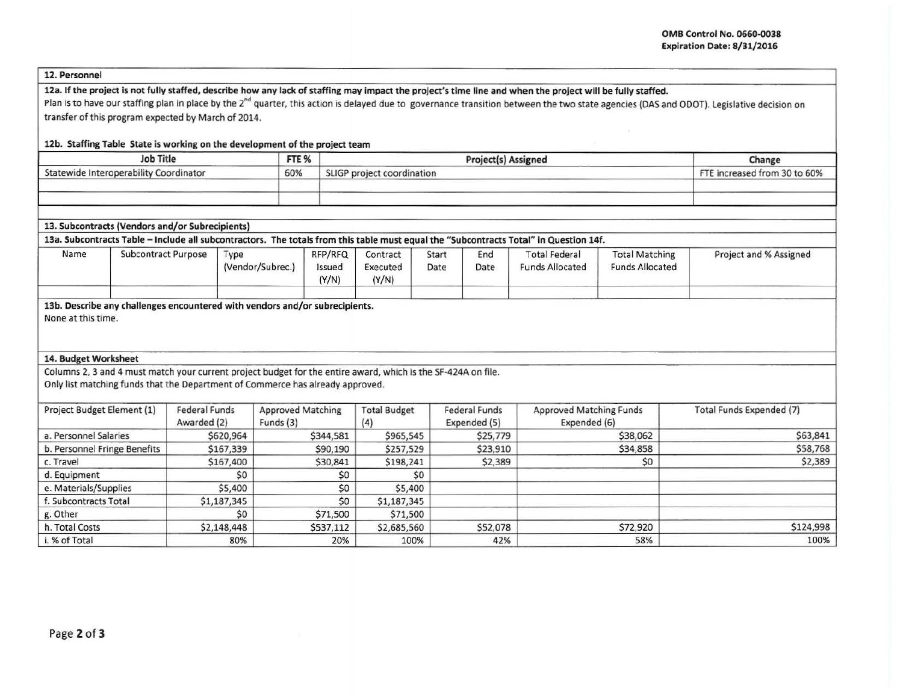OMB Control No. 0660-0038
Expiration Date: 8/31/2016

## 12. Personnel

**12a. If the project is not fully staffed, describe how any lack of staffing may impact the project's time line and when the project will be fully staffed.**

Plan is to have our staffing plan in place by the 2nd quarter, this action is delayed due to governance transition between the two state agencies (DAS and ODOT). Legislative decision on transfer of this program expected by March of 2014.

**12b. Staffing Table State is working on the development of the project team**

| Job Title | FTE % | Project(s) Assigned | Change |
|---|---|---|---|
| Statewide Interoperability Coordinator | 60% | SLIGP project coordination | FTE increased from 30 to 60% |
| | | | |
| | | | |

## 13. Subcontracts (Vendors and/or Subrecipients)

**13a. Subcontracts Table – Include all subcontractors. The totals from this table must equal the "Subcontracts Total" in Question 14f.**

| Name | Subcontract Purpose | Type (Vendor/Subrec.) | RFP/RFQ Issued (Y/N) | Contract Executed (Y/N) | Start Date | End Date | Total Federal Funds Allocated | Total Matching Funds Allocated | Project and % Assigned |
|---|---|---|---|---|---|---|---|---|---|
| | | | | | | | | | |

**13b. Describe any challenges encountered with vendors and/or subrecipients.**

None at this time.

## 14. Budget Worksheet

Columns 2, 3 and 4 must match your current project budget for the entire award, which is the SF-424A on file.
Only list matching funds that the Department of Commerce has already approved.

| Project Budget Element (1) | Federal Funds Awarded (2) | Approved Matching Funds (3) | Total Budget (4) | Federal Funds Expended (5) | Approved Matching Funds Expended (6) | Total Funds Expended (7) |
|---|---|---|---|---|---|---|
| a. Personnel Salaries | $620,964 | $344,581 | $965,545 | $25,779 | $38,062 | $63,841 |
| b. Personnel Fringe Benefits | $167,339 | $90,190 | $257,529 | $23,910 | $34,858 | $58,768 |
| c. Travel | $167,400 | $30,841 | $198,241 | $2,389 | $0 | $2,389 |
| d. Equipment | $0 | $0 | $0 | | | |
| e. Materials/Supplies | $5,400 | $0 | $5,400 | | | |
| f. Subcontracts Total | $1,187,345 | $0 | $1,187,345 | | | |
| g. Other | $0 | $71,500 | $71,500 | | | |
| h. Total Costs | $2,148,448 | $537,112 | $2,685,560 | $52,078 | $72,920 | $124,998 |
| i. % of Total | 80% | 20% | 100% | 42% | 58% | 100% |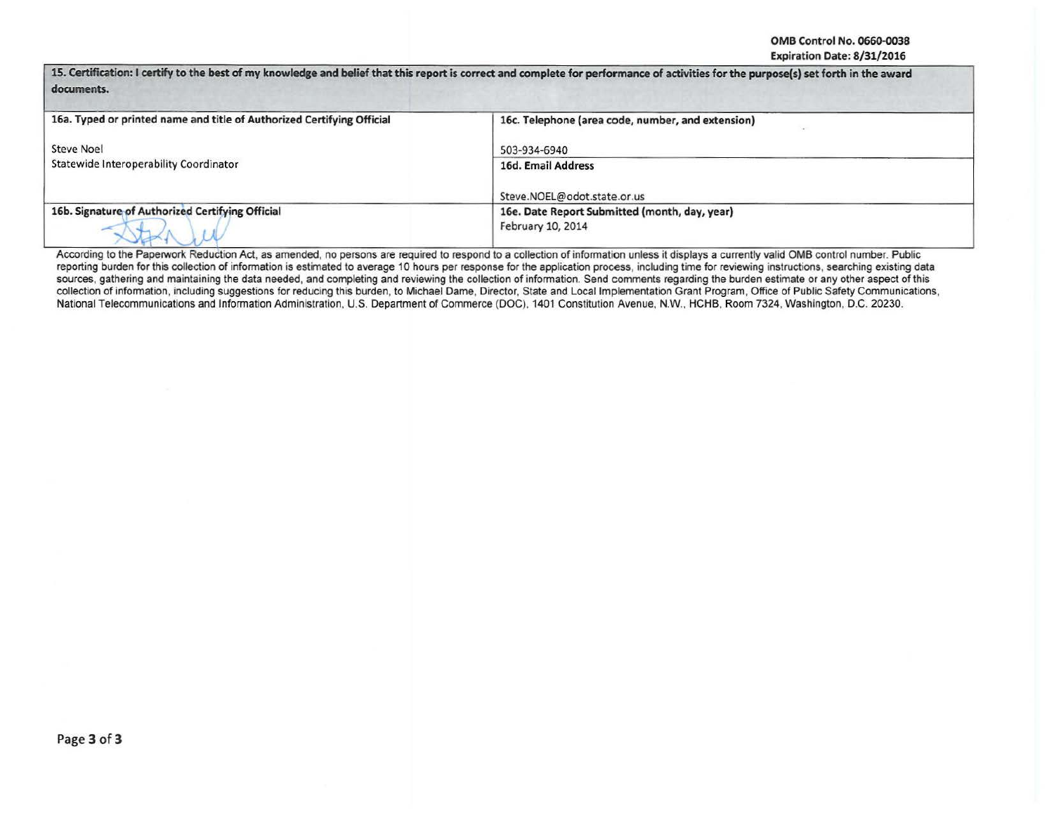OMB Control No. 0660-0038
Expiration Date: 8/31/2016

| 15. Certification: I certify to the best of my knowledge and belief that this report is correct and complete for performance of activities for the purpose(s) set forth in the award documents. | |
|---|---|
| **16a. Typed or printed name and title of Authorized Certifying Official**<br><br>Steve Noel<br>Statewide Interoperability Coordinator | **16c. Telephone (area code, number, and extension)**<br><br>503-934-6940 |
| | **16d. Email Address**<br><br>Steve.NOEL@odot.state.or.us |
| **16b. Signature of Authorized Certifying Official** | **16e. Date Report Submitted (month, day, year)**<br>February 10, 2014 |

According to the Paperwork Reduction Act, as amended, no persons are required to respond to a collection of information unless it displays a currently valid OMB control number. Public reporting burden for this collection of information is estimated to average 10 hours per response for the application process, including time for reviewing instructions, searching existing data sources, gathering and maintaining the data needed, and completing and reviewing the collection of information. Send comments regarding the burden estimate or any other aspect of this collection of information, including suggestions for reducing this burden, to Michael Dame, Director, State and Local Implementation Grant Program, Office of Public Safety Communications, National Telecommunications and Information Administration, U.S. Department of Commerce (DOC), 1401 Constitution Avenue, N.W., HCHB, Room 7324, Washington, D.C. 20230.